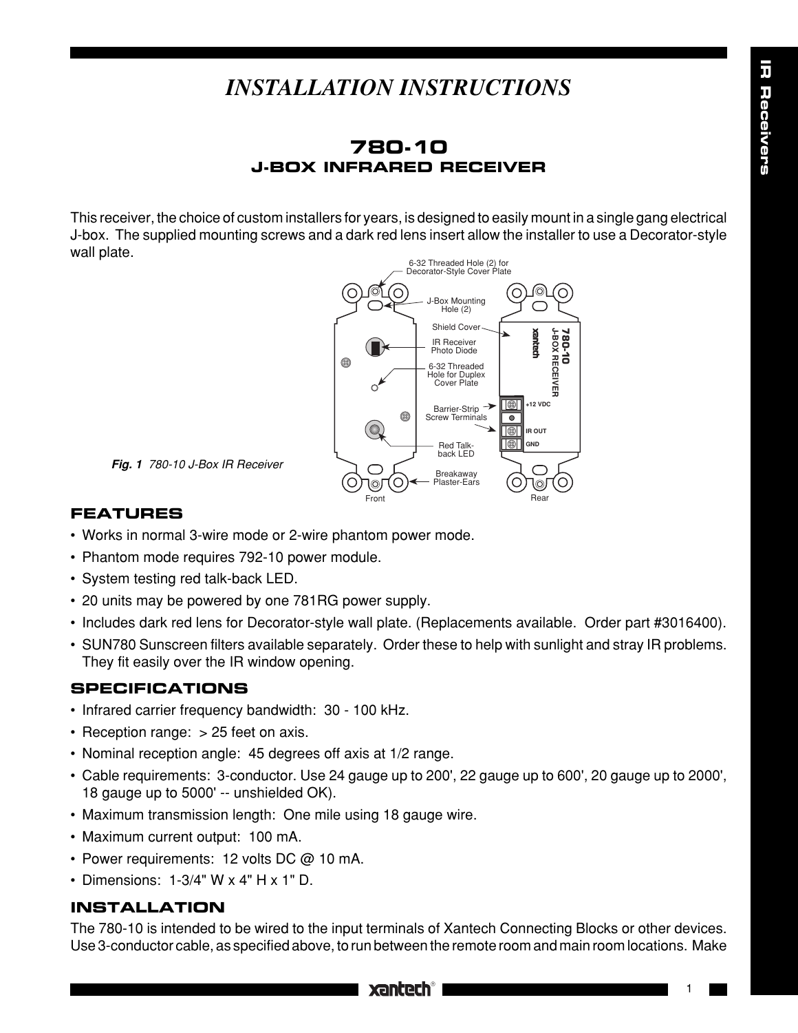# INSTALLATION INSTRUCTIONS

## 780-10
### J-BOX INFRARED RECEIVER

This receiver, the choice of custom installers for years, is designed to easily mount in a single gang electrical J-box. The supplied mounting screws and a dark red lens insert allow the installer to use a Decorator-style wall plate.

*Fig. 1 780-10 J-Box IR Receiver*

### FEATURES

- Works in normal 3-wire mode or 2-wire phantom power mode.
- Phantom mode requires 792-10 power module.
- System testing red talk-back LED.
- 20 units may be powered by one 781RG power supply.
- Includes dark red lens for Decorator-style wall plate. (Replacements available. Order part #3016400).
- SUN780 Sunscreen filters available separately. Order these to help with sunlight and stray IR problems. They fit easily over the IR window opening.

### SPECIFICATIONS

- Infrared carrier frequency bandwidth: 30 - 100 kHz.
- Reception range: > 25 feet on axis.
- Nominal reception angle: 45 degrees off axis at 1/2 range.
- Cable requirements: 3-conductor. Use 24 gauge up to 200', 22 gauge up to 600', 20 gauge up to 2000', 18 gauge up to 5000' -- unshielded OK).
- Maximum transmission length: One mile using 18 gauge wire.
- Maximum current output: 100 mA.
- Power requirements: 12 volts DC @ 10 mA.
- Dimensions: 1-3/4" W x 4" H x 1" D.

### INSTALLATION

The 780-10 is intended to be wired to the input terminals of Xantech Connecting Blocks or other devices. Use 3-conductor cable, as specified above, to run between the remote room and main room locations. Make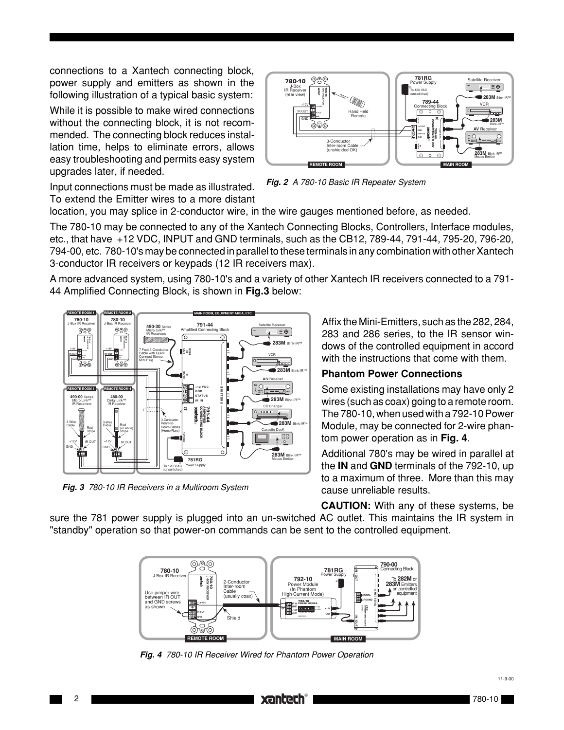connections to a Xantech connecting block, power supply and emitters as shown in the following illustration of a typical basic system:

While it is possible to make wired connections without the connecting block, it is not recommended. The connecting block reduces installation time, helps to eliminate errors, allows easy troubleshooting and permits easy system upgrades later, if needed.

Input connections must be made as illustrated. To extend the Emitter wires to a more distant location, you may splice in 2-conductor wire, in the wire gauges mentioned before, as needed.

*Fig. 2 A 780-10 Basic IR Repeater System*

The 780-10 may be connected to any of the Xantech Connecting Blocks, Controllers, Interface modules, etc., that have +12 VDC, INPUT and GND terminals, such as the CB12, 789-44, 791-44, 795-20, 796-20, 794-00, etc. 780-10's may be connected in parallel to these terminals in any combination with other Xantech 3-conductor IR receivers or keypads (12 IR receivers max).

A more advanced system, using 780-10's and a variety of other Xantech IR receivers connected to a 791-44 Amplified Connecting Block, is shown in **Fig.3** below:

*Fig. 3 780-10 IR Receivers in a Multiroom System*

Affix the Mini-Emitters, such as the 282, 284, 283 and 286 series, to the IR sensor windows of the controlled equipment in accord with the instructions that come with them.

### Phantom Power Connections

Some existing installations may have only 2 wires (such as coax) going to a remote room. The 780-10, when used with a 792-10 Power Module, may be connected for 2-wire phantom power operation as in **Fig. 4**.

Additional 780's may be wired in parallel at the **IN** and **GND** terminals of the 792-10, up to a maximum of three. More than this may cause unreliable results.

**CAUTION:** With any of these systems, be sure the 781 power supply is plugged into an un-switched AC outlet. This maintains the IR system in "standby" operation so that power-on commands can be sent to the controlled equipment.

*Fig. 4 780-10 IR Receiver Wired for Phantom Power Operation*

11-9-00